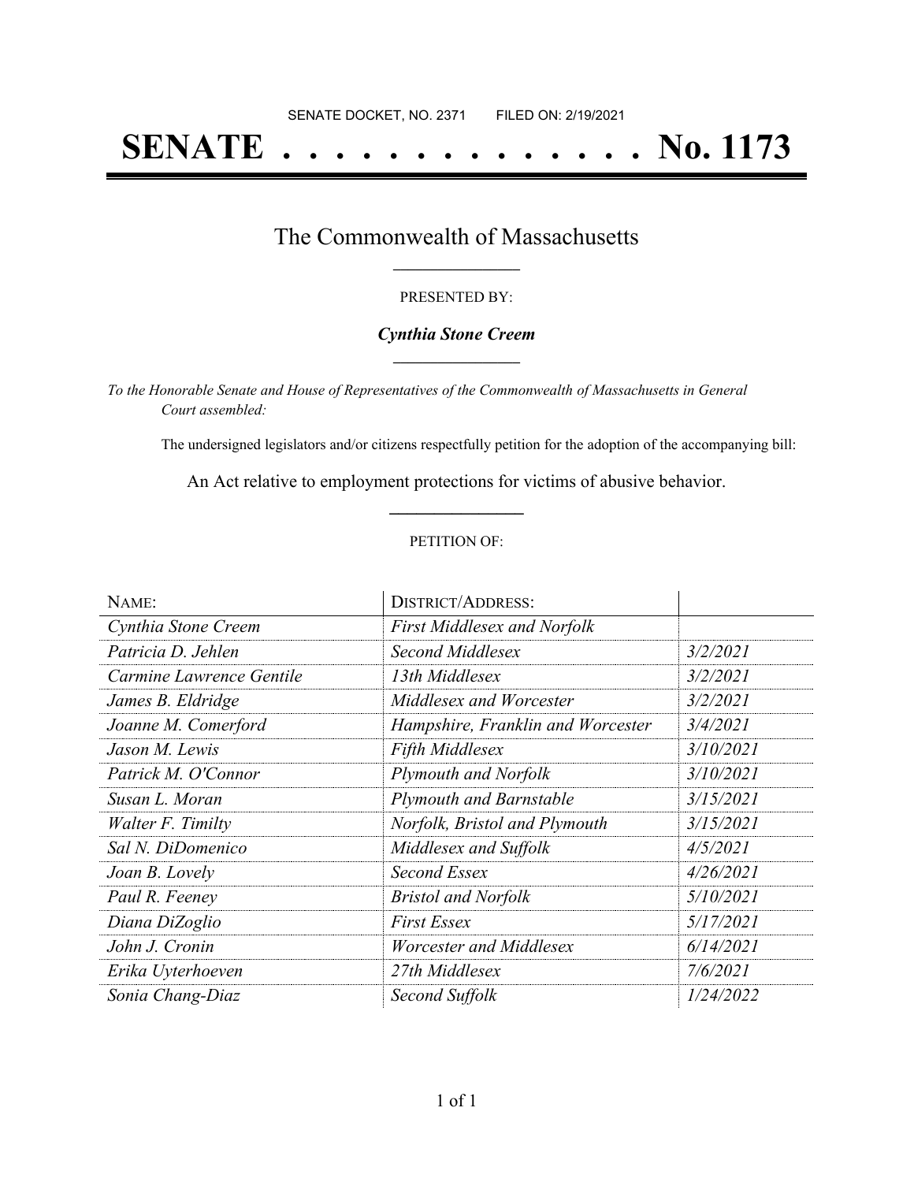SENATE DOCKET, NO. 2371        FILED ON: 2/19/2021

# SENATE . . . . . . . . . . . . . . No. 1173

## The Commonwealth of Massachusetts

PRESENTED BY:

***Cynthia Stone Creem***

*To the Honorable Senate and House of Representatives of the Commonwealth of Massachusetts in General Court assembled:*

The undersigned legislators and/or citizens respectfully petition for the adoption of the accompanying bill:

An Act relative to employment protections for victims of abusive behavior.

PETITION OF:

| NAME: | DISTRICT/ADDRESS: | |
|---|---|---|
| *Cynthia Stone Creem* | *First Middlesex and Norfolk* | |
| *Patricia D. Jehlen* | *Second Middlesex* | *3/2/2021* |
| *Carmine Lawrence Gentile* | *13th Middlesex* | *3/2/2021* |
| *James B. Eldridge* | *Middlesex and Worcester* | *3/2/2021* |
| *Joanne M. Comerford* | *Hampshire, Franklin and Worcester* | *3/4/2021* |
| *Jason M. Lewis* | *Fifth Middlesex* | *3/10/2021* |
| *Patrick M. O'Connor* | *Plymouth and Norfolk* | *3/10/2021* |
| *Susan L. Moran* | *Plymouth and Barnstable* | *3/15/2021* |
| *Walter F. Timilty* | *Norfolk, Bristol and Plymouth* | *3/15/2021* |
| *Sal N. DiDomenico* | *Middlesex and Suffolk* | *4/5/2021* |
| *Joan B. Lovely* | *Second Essex* | *4/26/2021* |
| *Paul R. Feeney* | *Bristol and Norfolk* | *5/10/2021* |
| *Diana DiZoglio* | *First Essex* | *5/17/2021* |
| *John J. Cronin* | *Worcester and Middlesex* | *6/14/2021* |
| *Erika Uyterhoeven* | *27th Middlesex* | *7/6/2021* |
| *Sonia Chang-Diaz* | *Second Suffolk* | *1/24/2022* |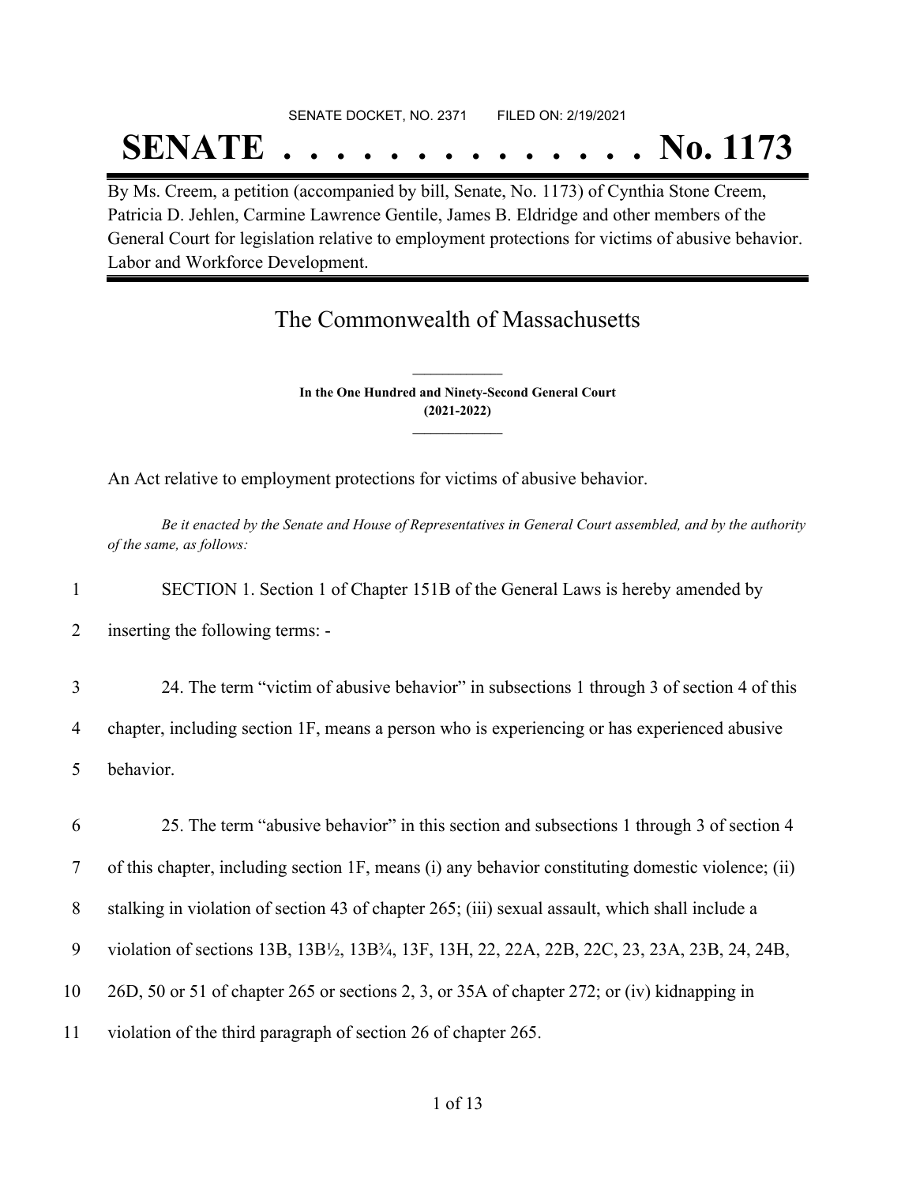SENATE DOCKET, NO. 2371 FILED ON: 2/19/2021

# SENATE . . . . . . . . . . . . . . No. 1173

By Ms. Creem, a petition (accompanied by bill, Senate, No. 1173) of Cynthia Stone Creem, Patricia D. Jehlen, Carmine Lawrence Gentile, James B. Eldridge and other members of the General Court for legislation relative to employment protections for victims of abusive behavior. Labor and Workforce Development.

## The Commonwealth of Massachusetts

**In the One Hundred and Ninety-Second General Court**
**(2021-2022)**

An Act relative to employment protections for victims of abusive behavior.

*Be it enacted by the Senate and House of Representatives in General Court assembled, and by the authority of the same, as follows:*

1 SECTION 1. Section 1 of Chapter 151B of the General Laws is hereby amended by
2 inserting the following terms: -

3 24. The term "victim of abusive behavior" in subsections 1 through 3 of section 4 of this
4 chapter, including section 1F, means a person who is experiencing or has experienced abusive
5 behavior.

6 25. The term "abusive behavior" in this section and subsections 1 through 3 of section 4
7 of this chapter, including section 1F, means (i) any behavior constituting domestic violence; (ii)
8 stalking in violation of section 43 of chapter 265; (iii) sexual assault, which shall include a
9 violation of sections 13B, 13B½, 13B¾, 13F, 13H, 22, 22A, 22B, 22C, 23, 23A, 23B, 24, 24B,
10 26D, 50 or 51 of chapter 265 or sections 2, 3, or 35A of chapter 272; or (iv) kidnapping in
11 violation of the third paragraph of section 26 of chapter 265.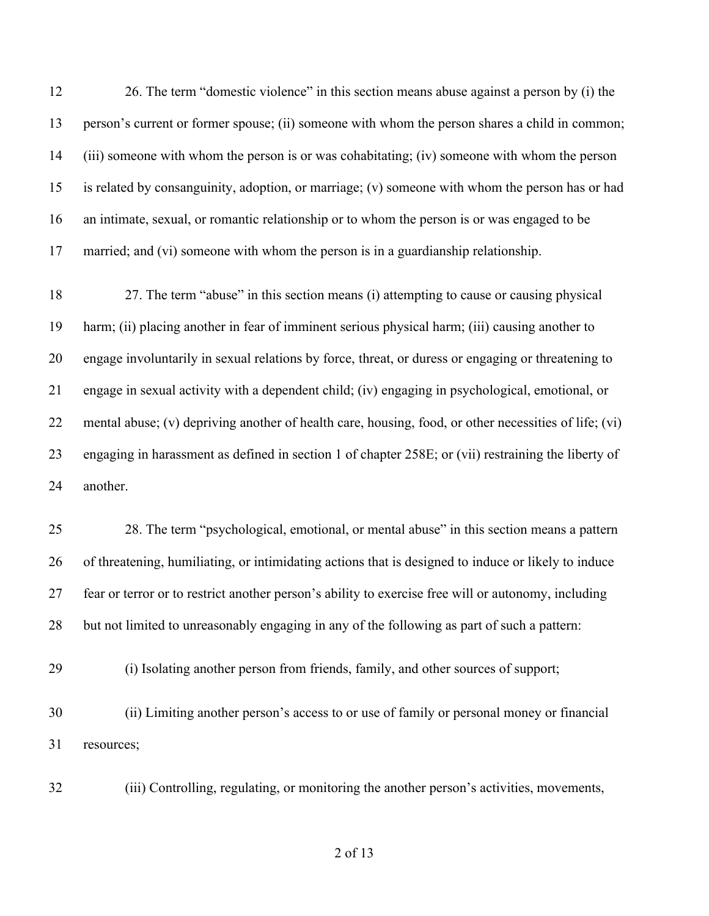26. The term "domestic violence" in this section means abuse against a person by (i) the person's current or former spouse; (ii) someone with whom the person shares a child in common; (iii) someone with whom the person is or was cohabitating; (iv) someone with whom the person is related by consanguinity, adoption, or marriage; (v) someone with whom the person has or had an intimate, sexual, or romantic relationship or to whom the person is or was engaged to be married; and (vi) someone with whom the person is in a guardianship relationship.

27. The term "abuse" in this section means (i) attempting to cause or causing physical harm; (ii) placing another in fear of imminent serious physical harm; (iii) causing another to engage involuntarily in sexual relations by force, threat, or duress or engaging or threatening to engage in sexual activity with a dependent child; (iv) engaging in psychological, emotional, or mental abuse; (v) depriving another of health care, housing, food, or other necessities of life; (vi) engaging in harassment as defined in section 1 of chapter 258E; or (vii) restraining the liberty of another.

28. The term "psychological, emotional, or mental abuse" in this section means a pattern of threatening, humiliating, or intimidating actions that is designed to induce or likely to induce fear or terror or to restrict another person's ability to exercise free will or autonomy, including but not limited to unreasonably engaging in any of the following as part of such a pattern:

(i) Isolating another person from friends, family, and other sources of support;

(ii) Limiting another person's access to or use of family or personal money or financial resources;

(iii) Controlling, regulating, or monitoring the another person's activities, movements,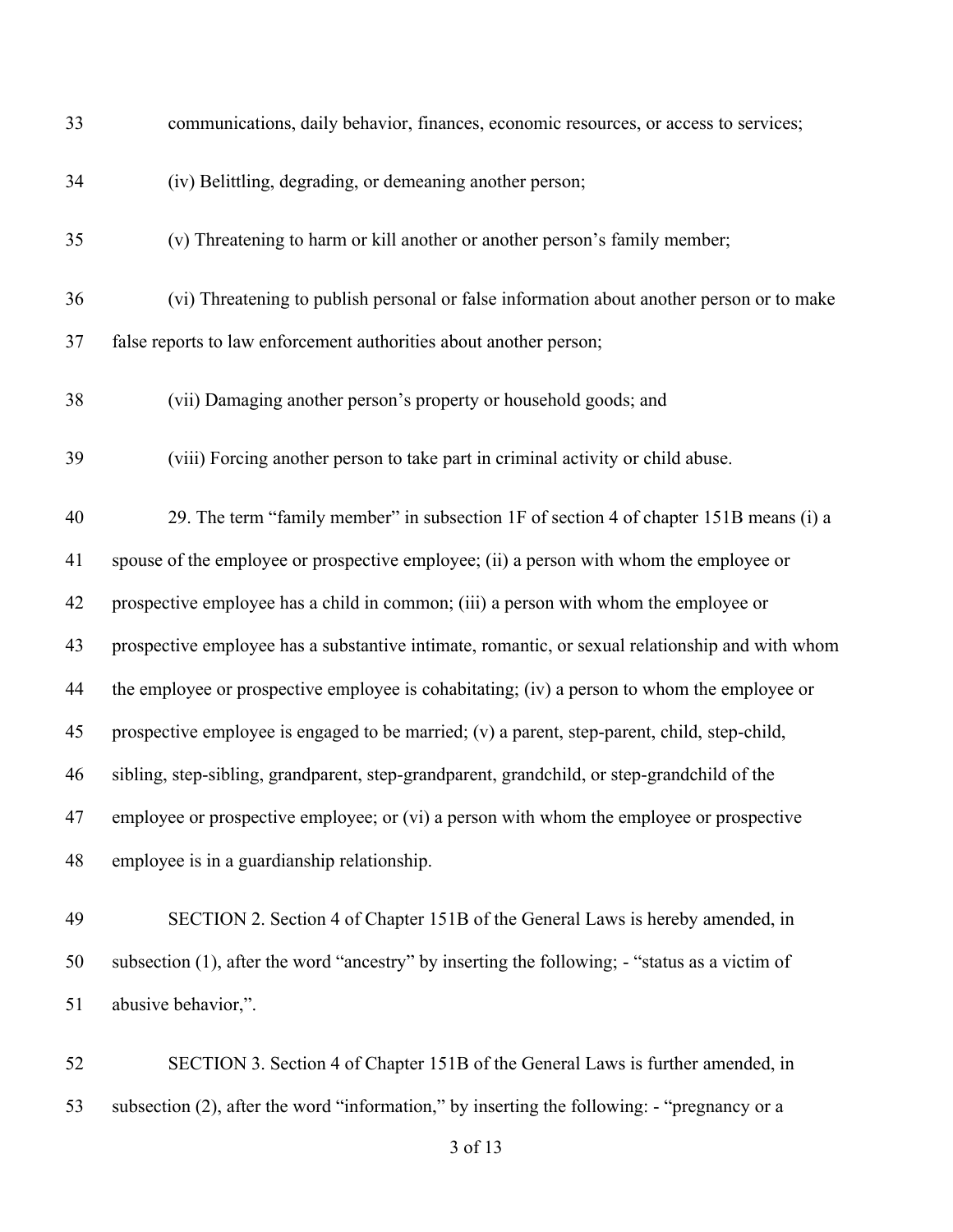communications, daily behavior, finances, economic resources, or access to services;

(iv) Belittling, degrading, or demeaning another person;

(v) Threatening to harm or kill another or another person's family member;

(vi) Threatening to publish personal or false information about another person or to make false reports to law enforcement authorities about another person;

(vii) Damaging another person's property or household goods; and

(viii) Forcing another person to take part in criminal activity or child abuse.

29. The term "family member" in subsection 1F of section 4 of chapter 151B means (i) a spouse of the employee or prospective employee; (ii) a person with whom the employee or prospective employee has a child in common; (iii) a person with whom the employee or prospective employee has a substantive intimate, romantic, or sexual relationship and with whom the employee or prospective employee is cohabitating; (iv) a person to whom the employee or prospective employee is engaged to be married; (v) a parent, step-parent, child, step-child, sibling, step-sibling, grandparent, step-grandparent, grandchild, or step-grandchild of the employee or prospective employee; or (vi) a person with whom the employee or prospective employee is in a guardianship relationship.

SECTION 2. Section 4 of Chapter 151B of the General Laws is hereby amended, in subsection (1), after the word "ancestry" by inserting the following; - "status as a victim of abusive behavior,".

SECTION 3. Section 4 of Chapter 151B of the General Laws is further amended, in subsection (2), after the word "information," by inserting the following: - "pregnancy or a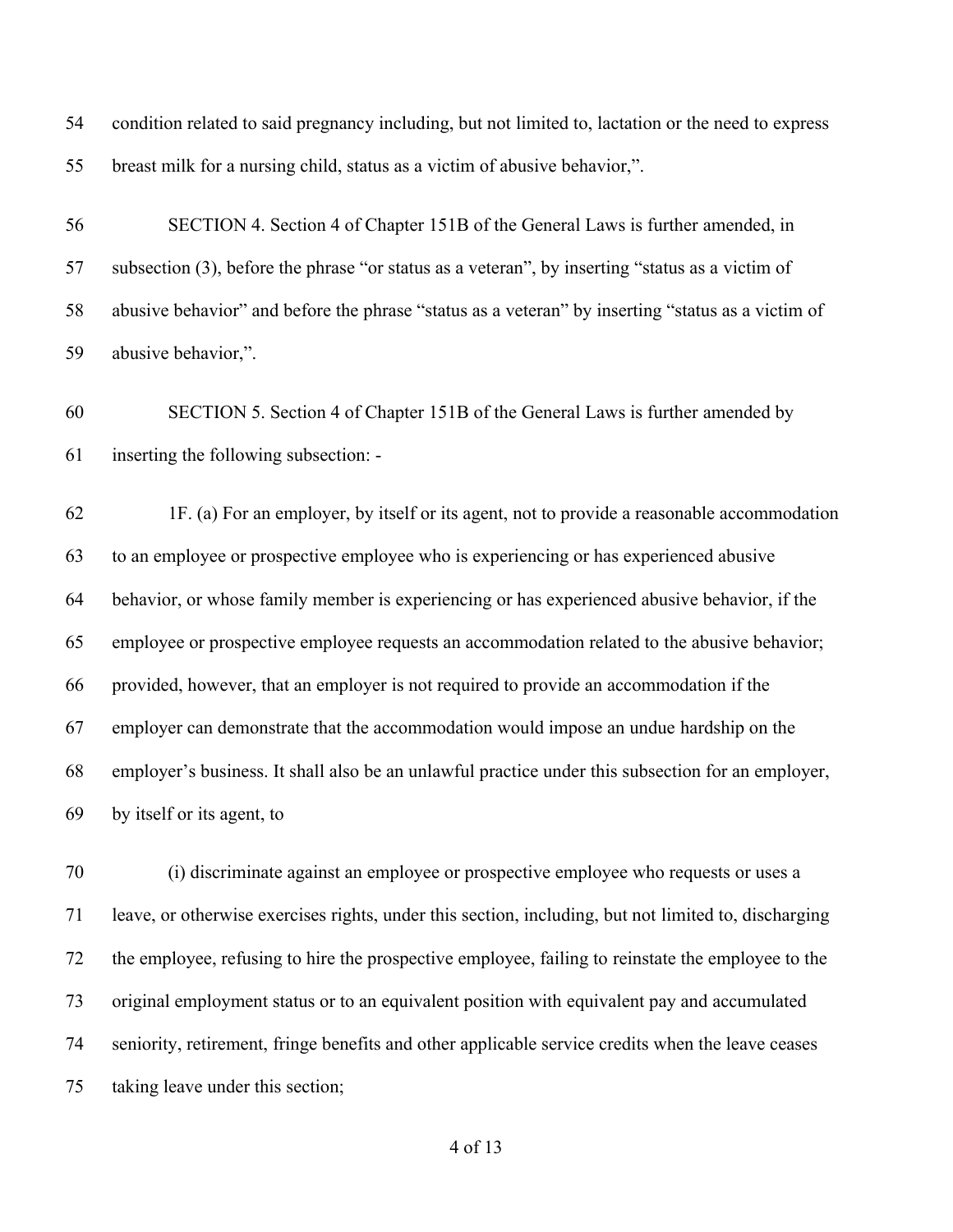condition related to said pregnancy including, but not limited to, lactation or the need to express breast milk for a nursing child, status as a victim of abusive behavior,".

SECTION 4. Section 4 of Chapter 151B of the General Laws is further amended, in subsection (3), before the phrase "or status as a veteran", by inserting "status as a victim of abusive behavior" and before the phrase "status as a veteran" by inserting "status as a victim of abusive behavior,".

SECTION 5. Section 4 of Chapter 151B of the General Laws is further amended by inserting the following subsection: -

1F. (a) For an employer, by itself or its agent, not to provide a reasonable accommodation to an employee or prospective employee who is experiencing or has experienced abusive behavior, or whose family member is experiencing or has experienced abusive behavior, if the employee or prospective employee requests an accommodation related to the abusive behavior; provided, however, that an employer is not required to provide an accommodation if the employer can demonstrate that the accommodation would impose an undue hardship on the employer's business. It shall also be an unlawful practice under this subsection for an employer, by itself or its agent, to

(i) discriminate against an employee or prospective employee who requests or uses a leave, or otherwise exercises rights, under this section, including, but not limited to, discharging the employee, refusing to hire the prospective employee, failing to reinstate the employee to the original employment status or to an equivalent position with equivalent pay and accumulated seniority, retirement, fringe benefits and other applicable service credits when the leave ceases taking leave under this section;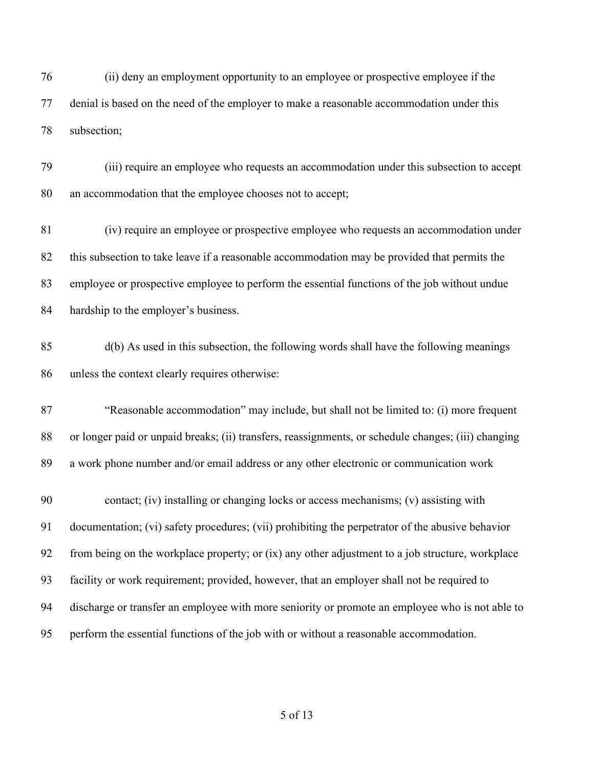76 (ii) deny an employment opportunity to an employee or prospective employee if the

77 denial is based on the need of the employer to make a reasonable accommodation under this

78 subsection;

79 (iii) require an employee who requests an accommodation under this subsection to accept

80 an accommodation that the employee chooses not to accept;

81 (iv) require an employee or prospective employee who requests an accommodation under

82 this subsection to take leave if a reasonable accommodation may be provided that permits the

83 employee or prospective employee to perform the essential functions of the job without undue

84 hardship to the employer's business.

85 d(b) As used in this subsection, the following words shall have the following meanings

86 unless the context clearly requires otherwise:

87 "Reasonable accommodation" may include, but shall not be limited to: (i) more frequent

88 or longer paid or unpaid breaks; (ii) transfers, reassignments, or schedule changes; (iii) changing

89 a work phone number and/or email address or any other electronic or communication work

90 contact; (iv) installing or changing locks or access mechanisms; (v) assisting with

91 documentation; (vi) safety procedures; (vii) prohibiting the perpetrator of the abusive behavior

92 from being on the workplace property; or (ix) any other adjustment to a job structure, workplace

93 facility or work requirement; provided, however, that an employer shall not be required to

94 discharge or transfer an employee with more seniority or promote an employee who is not able to

95 perform the essential functions of the job with or without a reasonable accommodation.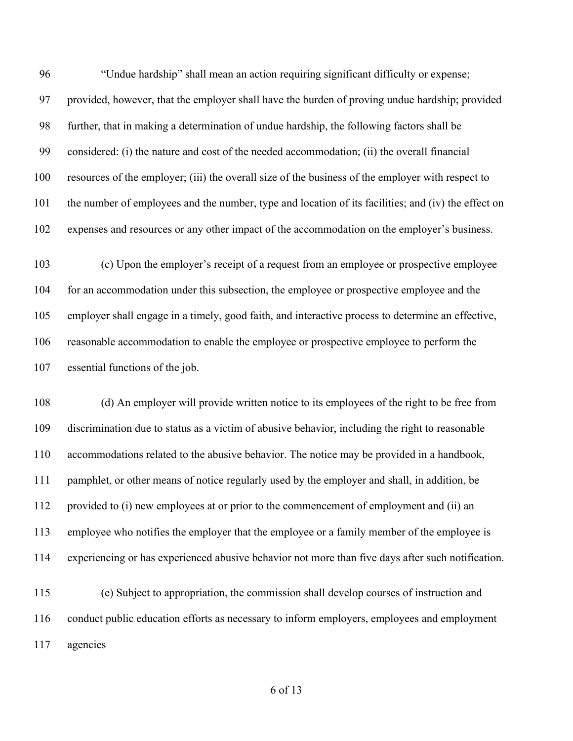"Undue hardship" shall mean an action requiring significant difficulty or expense; provided, however, that the employer shall have the burden of proving undue hardship; provided further, that in making a determination of undue hardship, the following factors shall be considered: (i) the nature and cost of the needed accommodation; (ii) the overall financial resources of the employer; (iii) the overall size of the business of the employer with respect to the number of employees and the number, type and location of its facilities; and (iv) the effect on expenses and resources or any other impact of the accommodation on the employer's business.

(c) Upon the employer's receipt of a request from an employee or prospective employee for an accommodation under this subsection, the employee or prospective employee and the employer shall engage in a timely, good faith, and interactive process to determine an effective, reasonable accommodation to enable the employee or prospective employee to perform the essential functions of the job.

(d) An employer will provide written notice to its employees of the right to be free from discrimination due to status as a victim of abusive behavior, including the right to reasonable accommodations related to the abusive behavior. The notice may be provided in a handbook, pamphlet, or other means of notice regularly used by the employer and shall, in addition, be provided to (i) new employees at or prior to the commencement of employment and (ii) an employee who notifies the employer that the employee or a family member of the employee is experiencing or has experienced abusive behavior not more than five days after such notification.

(e) Subject to appropriation, the commission shall develop courses of instruction and conduct public education efforts as necessary to inform employers, employees and employment agencies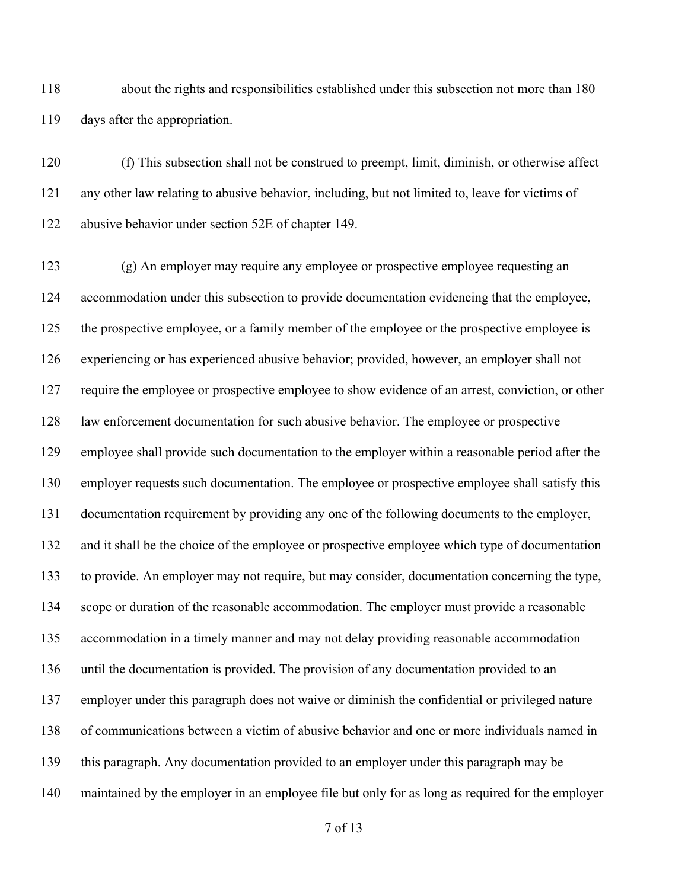about the rights and responsibilities established under this subsection not more than 180 days after the appropriation.

(f) This subsection shall not be construed to preempt, limit, diminish, or otherwise affect any other law relating to abusive behavior, including, but not limited to, leave for victims of abusive behavior under section 52E of chapter 149.

(g) An employer may require any employee or prospective employee requesting an accommodation under this subsection to provide documentation evidencing that the employee, the prospective employee, or a family member of the employee or the prospective employee is experiencing or has experienced abusive behavior; provided, however, an employer shall not require the employee or prospective employee to show evidence of an arrest, conviction, or other law enforcement documentation for such abusive behavior. The employee or prospective employee shall provide such documentation to the employer within a reasonable period after the employer requests such documentation. The employee or prospective employee shall satisfy this documentation requirement by providing any one of the following documents to the employer, and it shall be the choice of the employee or prospective employee which type of documentation to provide. An employer may not require, but may consider, documentation concerning the type, scope or duration of the reasonable accommodation. The employer must provide a reasonable accommodation in a timely manner and may not delay providing reasonable accommodation until the documentation is provided. The provision of any documentation provided to an employer under this paragraph does not waive or diminish the confidential or privileged nature of communications between a victim of abusive behavior and one or more individuals named in this paragraph. Any documentation provided to an employer under this paragraph may be maintained by the employer in an employee file but only for as long as required for the employer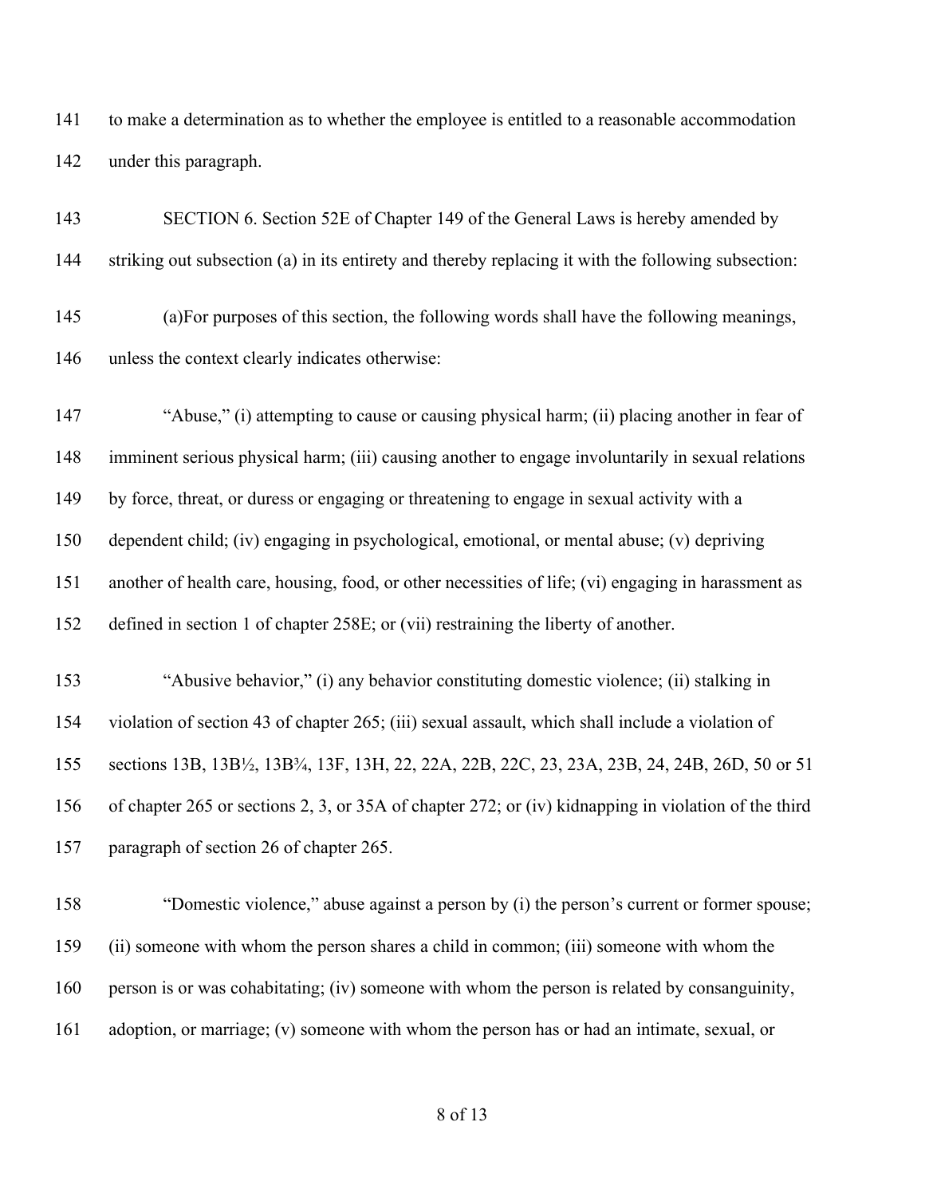to make a determination as to whether the employee is entitled to a reasonable accommodation under this paragraph.

SECTION 6. Section 52E of Chapter 149 of the General Laws is hereby amended by striking out subsection (a) in its entirety and thereby replacing it with the following subsection:

(a)For purposes of this section, the following words shall have the following meanings, unless the context clearly indicates otherwise:

"Abuse," (i) attempting to cause or causing physical harm; (ii) placing another in fear of imminent serious physical harm; (iii) causing another to engage involuntarily in sexual relations by force, threat, or duress or engaging or threatening to engage in sexual activity with a dependent child; (iv) engaging in psychological, emotional, or mental abuse; (v) depriving another of health care, housing, food, or other necessities of life; (vi) engaging in harassment as defined in section 1 of chapter 258E; or (vii) restraining the liberty of another.

"Abusive behavior," (i) any behavior constituting domestic violence; (ii) stalking in violation of section 43 of chapter 265; (iii) sexual assault, which shall include a violation of sections 13B, 13B½, 13B¾, 13F, 13H, 22, 22A, 22B, 22C, 23, 23A, 23B, 24, 24B, 26D, 50 or 51 of chapter 265 or sections 2, 3, or 35A of chapter 272; or (iv) kidnapping in violation of the third paragraph of section 26 of chapter 265.

"Domestic violence," abuse against a person by (i) the person's current or former spouse; (ii) someone with whom the person shares a child in common; (iii) someone with whom the person is or was cohabitating; (iv) someone with whom the person is related by consanguinity, adoption, or marriage; (v) someone with whom the person has or had an intimate, sexual, or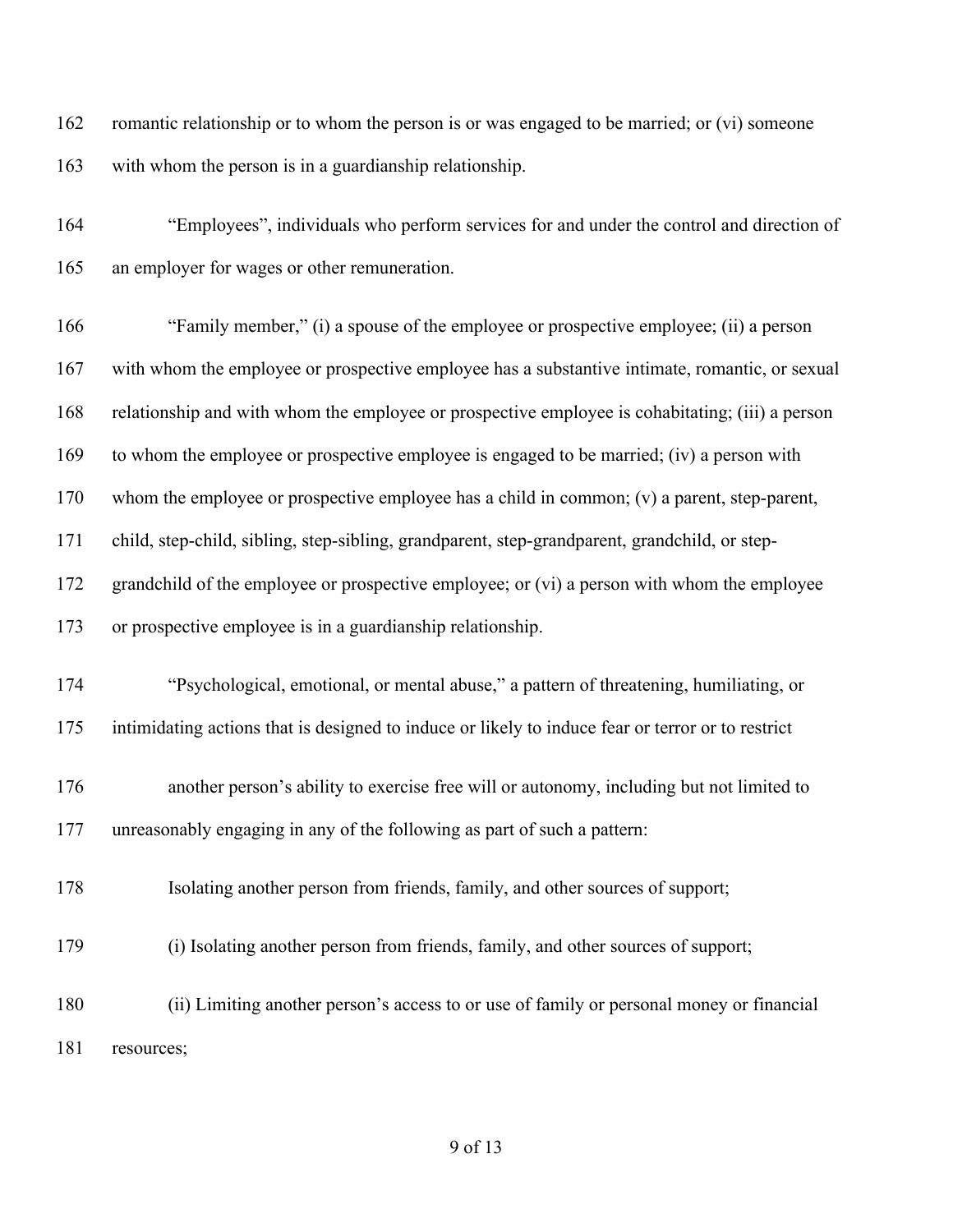romantic relationship or to whom the person is or was engaged to be married; or (vi) someone with whom the person is in a guardianship relationship.

"Employees", individuals who perform services for and under the control and direction of an employer for wages or other remuneration.

"Family member," (i) a spouse of the employee or prospective employee; (ii) a person with whom the employee or prospective employee has a substantive intimate, romantic, or sexual relationship and with whom the employee or prospective employee is cohabitating; (iii) a person to whom the employee or prospective employee is engaged to be married; (iv) a person with whom the employee or prospective employee has a child in common; (v) a parent, step-parent, child, step-child, sibling, step-sibling, grandparent, step-grandparent, grandchild, or step-grandchild of the employee or prospective employee; or (vi) a person with whom the employee or prospective employee is in a guardianship relationship.

"Psychological, emotional, or mental abuse," a pattern of threatening, humiliating, or intimidating actions that is designed to induce or likely to induce fear or terror or to restrict

another person's ability to exercise free will or autonomy, including but not limited to unreasonably engaging in any of the following as part of such a pattern:

Isolating another person from friends, family, and other sources of support;

(i) Isolating another person from friends, family, and other sources of support;

(ii) Limiting another person's access to or use of family or personal money or financial resources;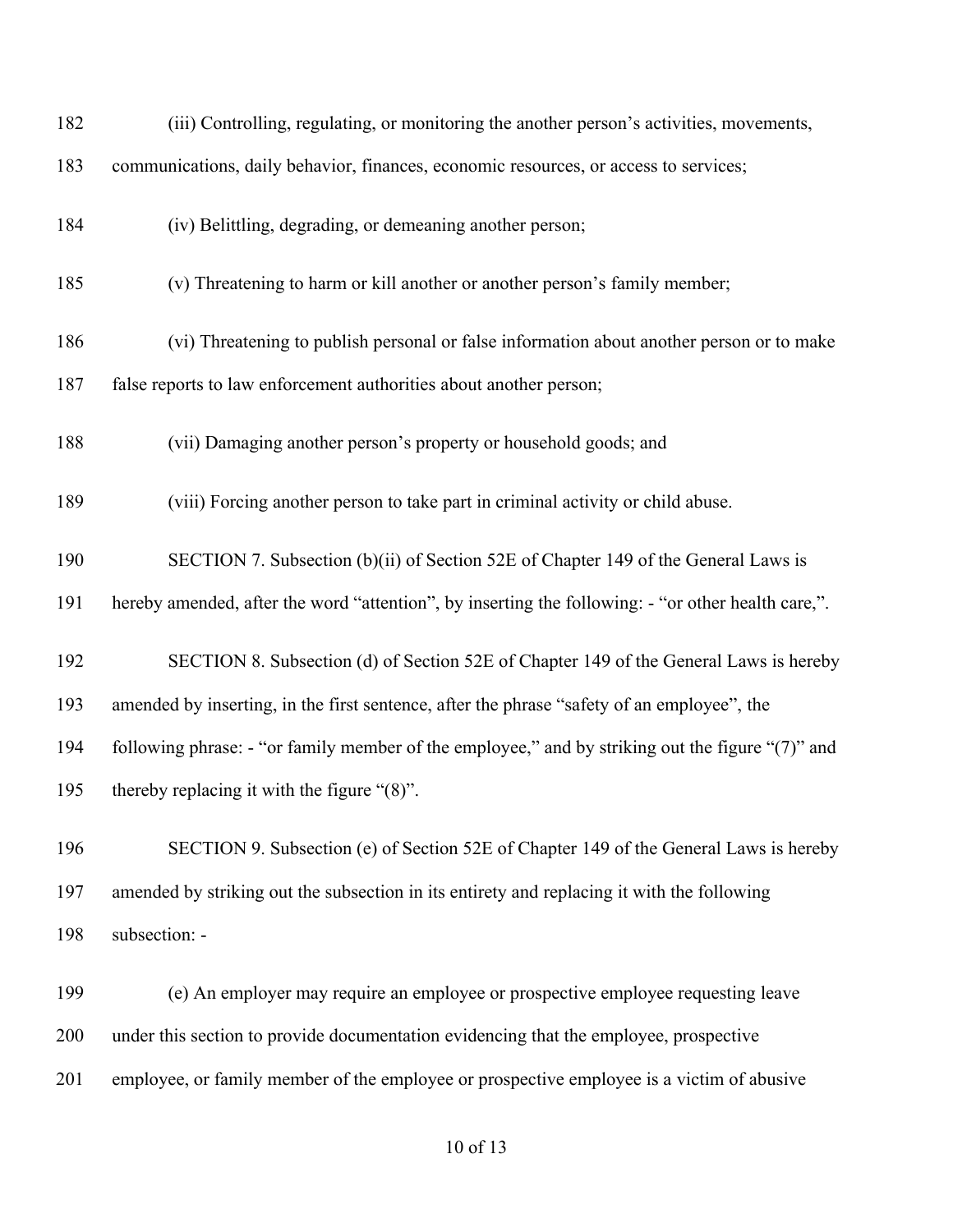(iii) Controlling, regulating, or monitoring the another person's activities, movements, communications, daily behavior, finances, economic resources, or access to services;

(iv) Belittling, degrading, or demeaning another person;

(v) Threatening to harm or kill another or another person's family member;

(vi) Threatening to publish personal or false information about another person or to make false reports to law enforcement authorities about another person;

(vii) Damaging another person's property or household goods; and

(viii) Forcing another person to take part in criminal activity or child abuse.

SECTION 7. Subsection (b)(ii) of Section 52E of Chapter 149 of the General Laws is hereby amended, after the word "attention", by inserting the following: - "or other health care,".

SECTION 8. Subsection (d) of Section 52E of Chapter 149 of the General Laws is hereby amended by inserting, in the first sentence, after the phrase "safety of an employee", the following phrase: - "or family member of the employee," and by striking out the figure "(7)" and thereby replacing it with the figure "(8)".

SECTION 9. Subsection (e) of Section 52E of Chapter 149 of the General Laws is hereby amended by striking out the subsection in its entirety and replacing it with the following subsection: -

(e) An employer may require an employee or prospective employee requesting leave under this section to provide documentation evidencing that the employee, prospective employee, or family member of the employee or prospective employee is a victim of abusive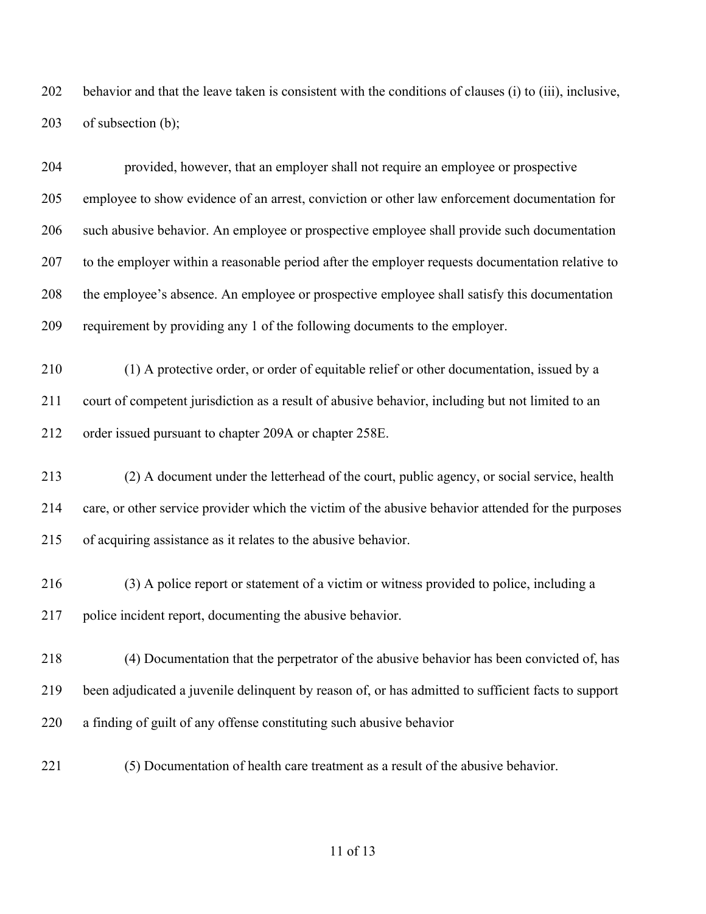behavior and that the leave taken is consistent with the conditions of clauses (i) to (iii), inclusive, of subsection (b);

provided, however, that an employer shall not require an employee or prospective employee to show evidence of an arrest, conviction or other law enforcement documentation for such abusive behavior. An employee or prospective employee shall provide such documentation to the employer within a reasonable period after the employer requests documentation relative to the employee's absence. An employee or prospective employee shall satisfy this documentation requirement by providing any 1 of the following documents to the employer.

(1) A protective order, or order of equitable relief or other documentation, issued by a court of competent jurisdiction as a result of abusive behavior, including but not limited to an order issued pursuant to chapter 209A or chapter 258E.

(2) A document under the letterhead of the court, public agency, or social service, health care, or other service provider which the victim of the abusive behavior attended for the purposes of acquiring assistance as it relates to the abusive behavior.

(3) A police report or statement of a victim or witness provided to police, including a police incident report, documenting the abusive behavior.

(4) Documentation that the perpetrator of the abusive behavior has been convicted of, has been adjudicated a juvenile delinquent by reason of, or has admitted to sufficient facts to support a finding of guilt of any offense constituting such abusive behavior

(5) Documentation of health care treatment as a result of the abusive behavior.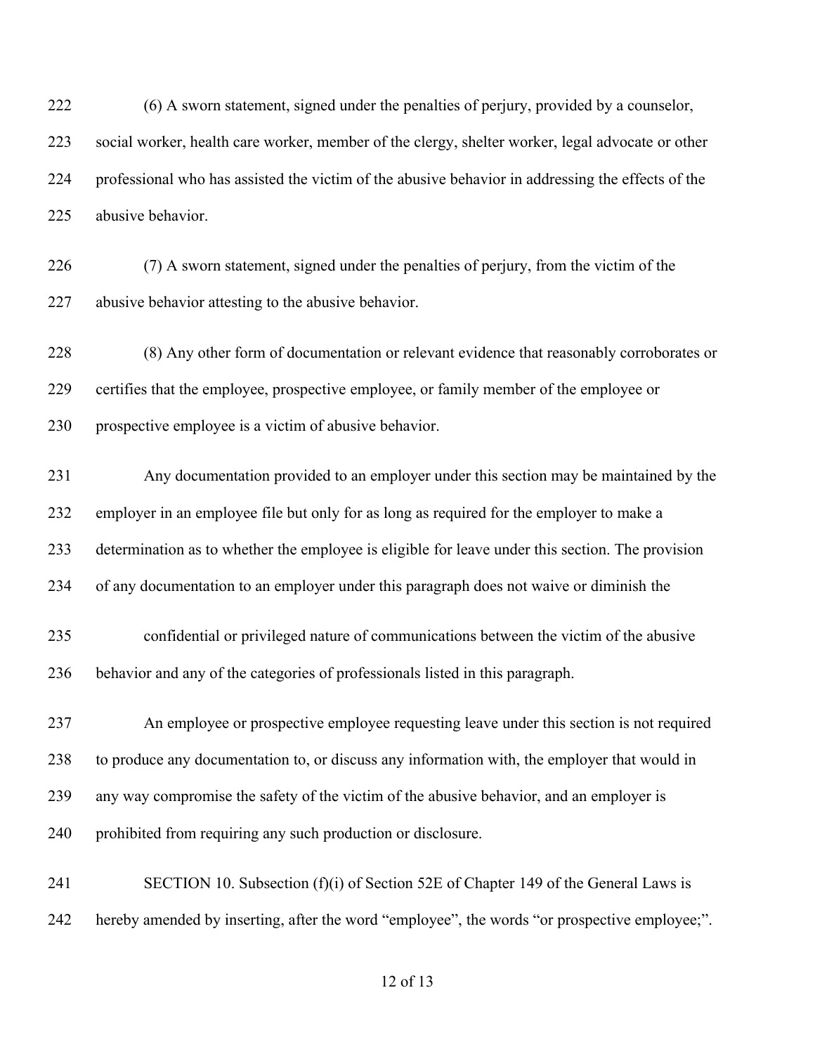(6) A sworn statement, signed under the penalties of perjury, provided by a counselor, social worker, health care worker, member of the clergy, shelter worker, legal advocate or other professional who has assisted the victim of the abusive behavior in addressing the effects of the abusive behavior.

(7) A sworn statement, signed under the penalties of perjury, from the victim of the abusive behavior attesting to the abusive behavior.

(8) Any other form of documentation or relevant evidence that reasonably corroborates or certifies that the employee, prospective employee, or family member of the employee or prospective employee is a victim of abusive behavior.

Any documentation provided to an employer under this section may be maintained by the employer in an employee file but only for as long as required for the employer to make a determination as to whether the employee is eligible for leave under this section. The provision of any documentation to an employer under this paragraph does not waive or diminish the

confidential or privileged nature of communications between the victim of the abusive behavior and any of the categories of professionals listed in this paragraph.

An employee or prospective employee requesting leave under this section is not required to produce any documentation to, or discuss any information with, the employer that would in any way compromise the safety of the victim of the abusive behavior, and an employer is prohibited from requiring any such production or disclosure.

SECTION 10. Subsection (f)(i) of Section 52E of Chapter 149 of the General Laws is hereby amended by inserting, after the word "employee", the words "or prospective employee;".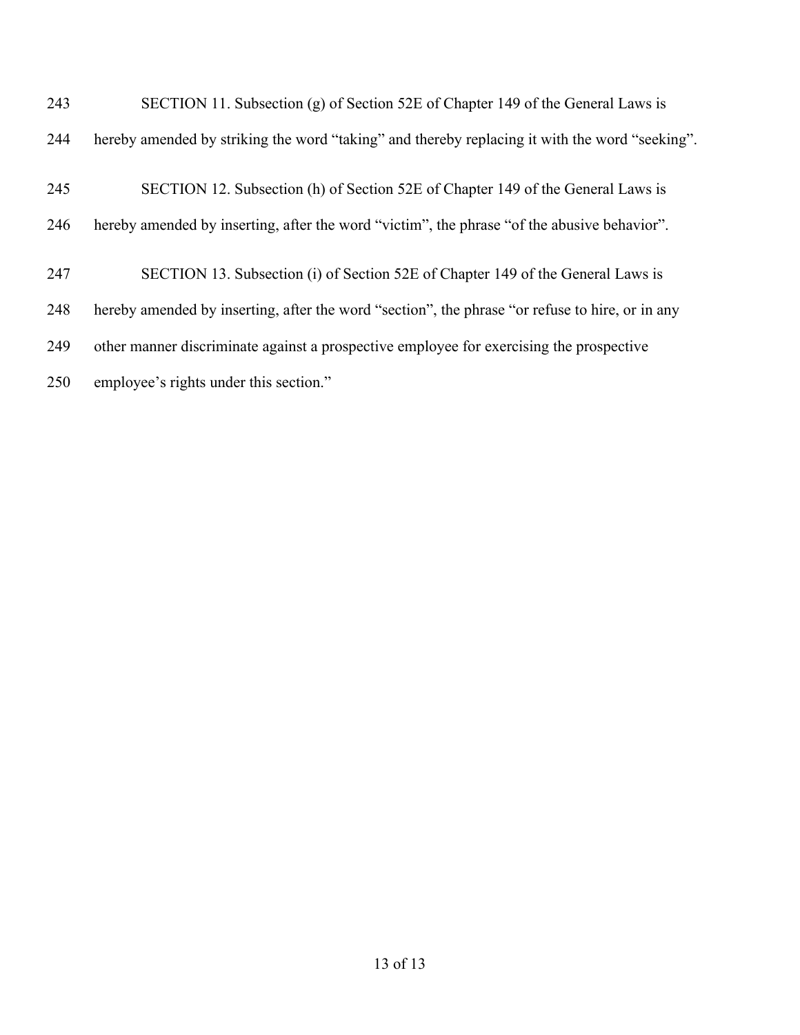SECTION 11. Subsection (g) of Section 52E of Chapter 149 of the General Laws is hereby amended by striking the word "taking" and thereby replacing it with the word "seeking".

SECTION 12. Subsection (h) of Section 52E of Chapter 149 of the General Laws is hereby amended by inserting, after the word "victim", the phrase "of the abusive behavior".

SECTION 13. Subsection (i) of Section 52E of Chapter 149 of the General Laws is hereby amended by inserting, after the word "section", the phrase "or refuse to hire, or in any other manner discriminate against a prospective employee for exercising the prospective employee's rights under this section."